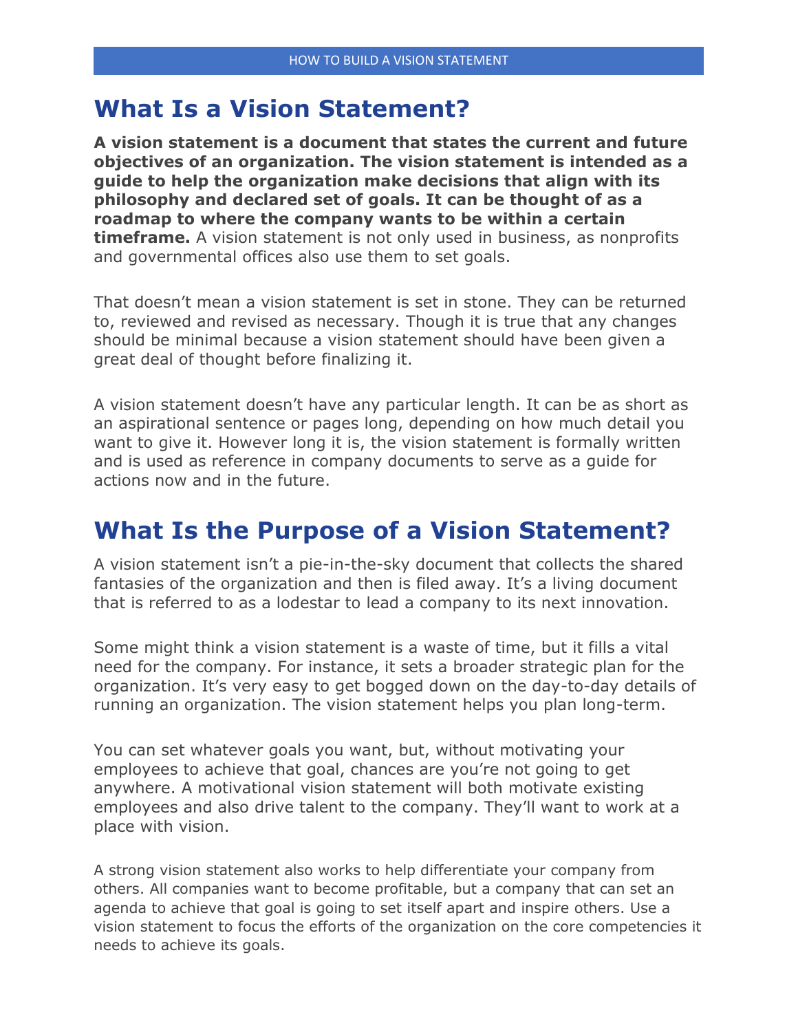## What Is a Vision Statement?

**A vision statement is a document that states the current and future objectives of an organization. The vision statement is intended as a guide to help the organization make decisions that align with its philosophy and declared set of goals. It can be thought of as a roadmap to where the company wants to be within a certain timeframe.** A vision statement is not only used in business, as nonprofits and governmental offices also use them to set goals.

That doesn't mean a vision statement is set in stone. They can be returned to, reviewed and revised as necessary. Though it is true that any changes should be minimal because a vision statement should have been given a great deal of thought before finalizing it.

A vision statement doesn't have any particular length. It can be as short as an aspirational sentence or pages long, depending on how much detail you want to give it. However long it is, the vision statement is formally written and is used as reference in company documents to serve as a guide for actions now and in the future.

## What Is the Purpose of a Vision Statement?

A vision statement isn't a pie-in-the-sky document that collects the shared fantasies of the organization and then is filed away. It's a living document that is referred to as a lodestar to lead a company to its next innovation.

Some might think a vision statement is a waste of time, but it fills a vital need for the company. For instance, it sets a broader strategic plan for the organization. It's very easy to get bogged down on the day-to-day details of running an organization. The vision statement helps you plan long-term.

You can set whatever goals you want, but, without motivating your employees to achieve that goal, chances are you're not going to get anywhere. A motivational vision statement will both motivate existing employees and also drive talent to the company. They'll want to work at a place with vision.

A strong vision statement also works to help differentiate your company from others. All companies want to become profitable, but a company that can set an agenda to achieve that goal is going to set itself apart and inspire others. Use a vision statement to focus the efforts of the organization on the core competencies it needs to achieve its goals.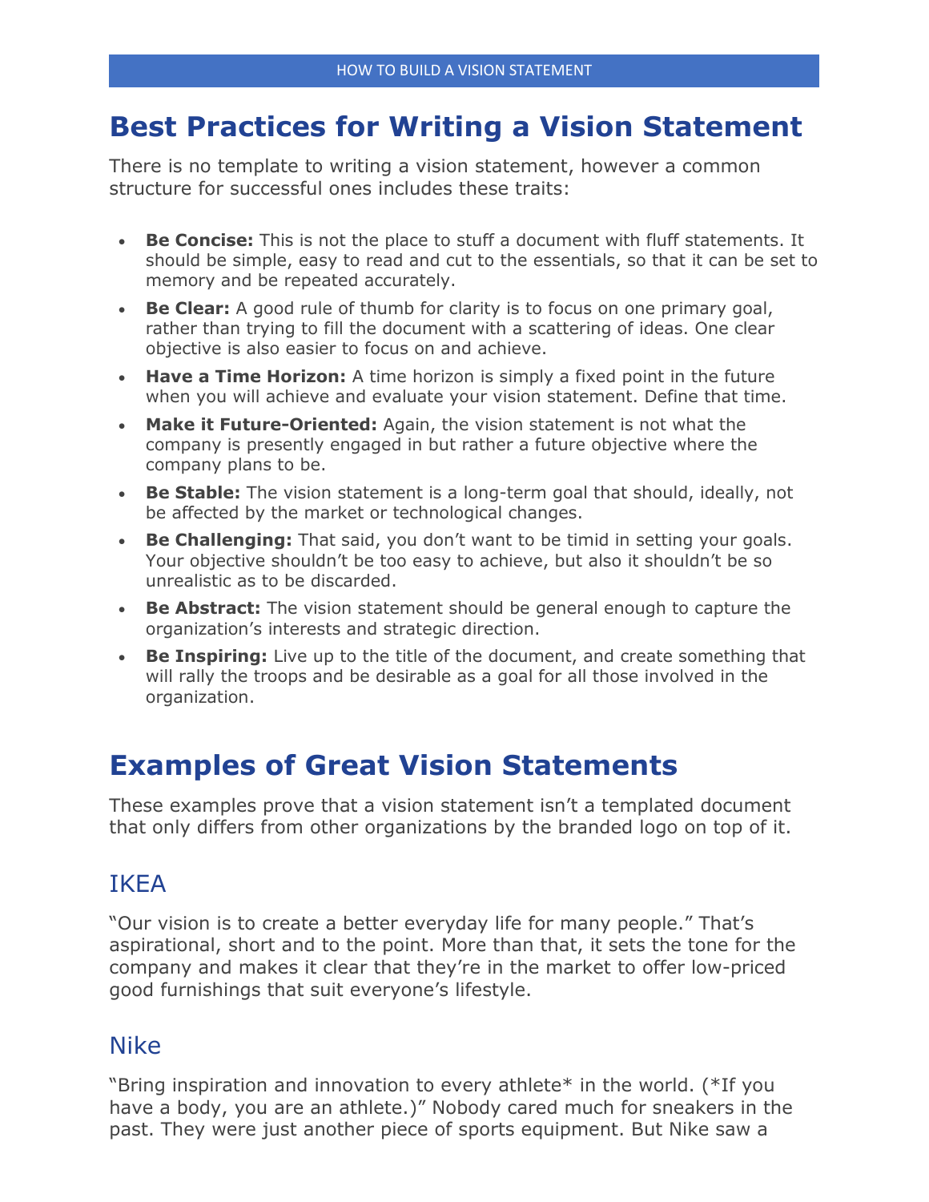## Best Practices for Writing a Vision Statement

There is no template to writing a vision statement, however a common structure for successful ones includes these traits:

- **Be Concise:** This is not the place to stuff a document with fluff statements. It should be simple, easy to read and cut to the essentials, so that it can be set to memory and be repeated accurately.
- **Be Clear:** A good rule of thumb for clarity is to focus on one primary goal, rather than trying to fill the document with a scattering of ideas. One clear objective is also easier to focus on and achieve.
- **Have a Time Horizon:** A time horizon is simply a fixed point in the future when you will achieve and evaluate your vision statement. Define that time.
- **Make it Future-Oriented:** Again, the vision statement is not what the company is presently engaged in but rather a future objective where the company plans to be.
- **Be Stable:** The vision statement is a long-term goal that should, ideally, not be affected by the market or technological changes.
- **Be Challenging:** That said, you don't want to be timid in setting your goals. Your objective shouldn't be too easy to achieve, but also it shouldn't be so unrealistic as to be discarded.
- **Be Abstract:** The vision statement should be general enough to capture the organization's interests and strategic direction.
- **Be Inspiring:** Live up to the title of the document, and create something that will rally the troops and be desirable as a goal for all those involved in the organization.

## Examples of Great Vision Statements

These examples prove that a vision statement isn't a templated document that only differs from other organizations by the branded logo on top of it.

### IKEA

"Our vision is to create a better everyday life for many people." That's aspirational, short and to the point. More than that, it sets the tone for the company and makes it clear that they're in the market to offer low-priced good furnishings that suit everyone's lifestyle.

### Nike

"Bring inspiration and innovation to every athlete* in the world. (*If you have a body, you are an athlete.)" Nobody cared much for sneakers in the past. They were just another piece of sports equipment. But Nike saw a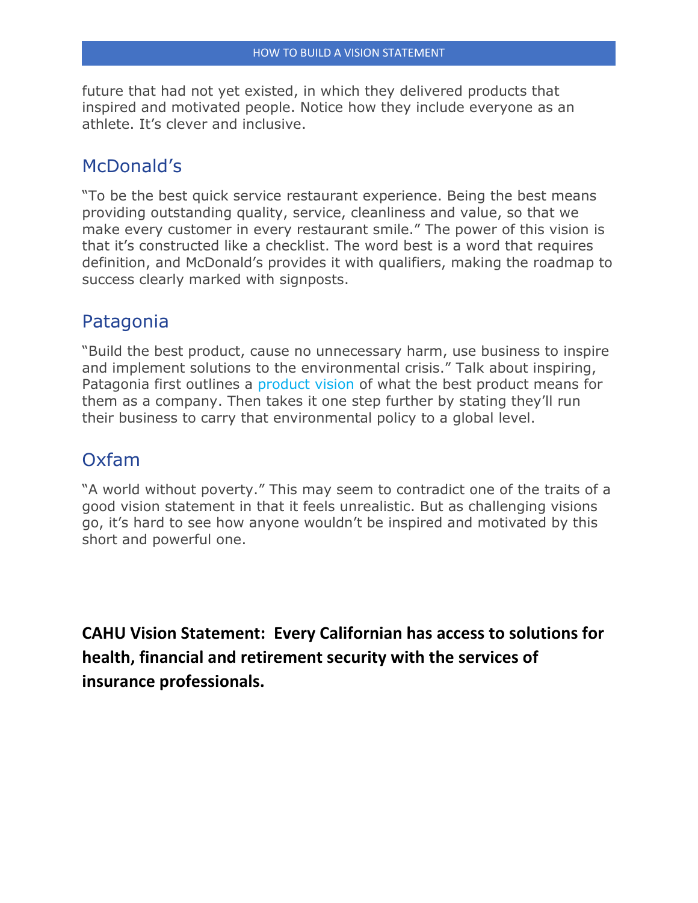future that had not yet existed, in which they delivered products that inspired and motivated people. Notice how they include everyone as an athlete. It's clever and inclusive.

## McDonald's

"To be the best quick service restaurant experience. Being the best means providing outstanding quality, service, cleanliness and value, so that we make every customer in every restaurant smile." The power of this vision is that it's constructed like a checklist. The word best is a word that requires definition, and McDonald's provides it with qualifiers, making the roadmap to success clearly marked with signposts.

## Patagonia

"Build the best product, cause no unnecessary harm, use business to inspire and implement solutions to the environmental crisis." Talk about inspiring, Patagonia first outlines a product vision of what the best product means for them as a company. Then takes it one step further by stating they'll run their business to carry that environmental policy to a global level.

## Oxfam

"A world without poverty." This may seem to contradict one of the traits of a good vision statement in that it feels unrealistic. But as challenging visions go, it's hard to see how anyone wouldn't be inspired and motivated by this short and powerful one.

**CAHU Vision Statement: Every Californian has access to solutions for health, financial and retirement security with the services of insurance professionals.**